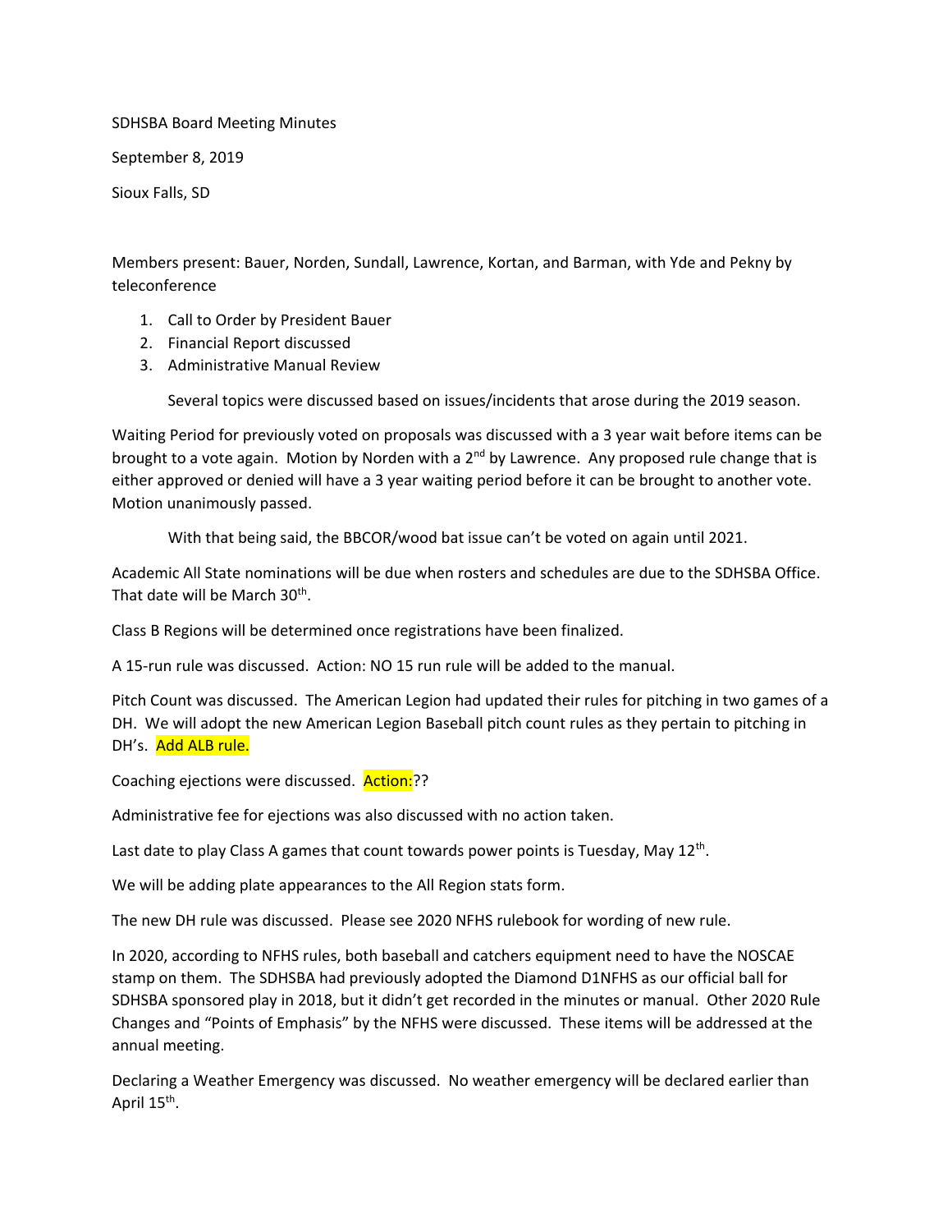SDHSBA Board Meeting Minutes

September 8, 2019

Sioux Falls, SD

Members present: Bauer, Norden, Sundall, Lawrence, Kortan, and Barman, with Yde and Pekny by teleconference

1. Call to Order by President Bauer
2. Financial Report discussed
3. Administrative Manual Review

   Several topics were discussed based on issues/incidents that arose during the 2019 season.

Waiting Period for previously voted on proposals was discussed with a 3 year wait before items can be brought to a vote again. Motion by Norden with a 2nd by Lawrence. Any proposed rule change that is either approved or denied will have a 3 year waiting period before it can be brought to another vote. Motion unanimously passed.

   With that being said, the BBCOR/wood bat issue can't be voted on again until 2021.

Academic All State nominations will be due when rosters and schedules are due to the SDHSBA Office. That date will be March 30th.

Class B Regions will be determined once registrations have been finalized.

A 15-run rule was discussed. Action: NO 15 run rule will be added to the manual.

Pitch Count was discussed. The American Legion had updated their rules for pitching in two games of a DH. We will adopt the new American Legion Baseball pitch count rules as they pertain to pitching in DH's. Add ALB rule.

Coaching ejections were discussed. Action:??

Administrative fee for ejections was also discussed with no action taken.

Last date to play Class A games that count towards power points is Tuesday, May 12th.

We will be adding plate appearances to the All Region stats form.

The new DH rule was discussed. Please see 2020 NFHS rulebook for wording of new rule.

In 2020, according to NFHS rules, both baseball and catchers equipment need to have the NOSCAE stamp on them. The SDHSBA had previously adopted the Diamond D1NFHS as our official ball for SDHSBA sponsored play in 2018, but it didn't get recorded in the minutes or manual. Other 2020 Rule Changes and "Points of Emphasis" by the NFHS were discussed. These items will be addressed at the annual meeting.

Declaring a Weather Emergency was discussed. No weather emergency will be declared earlier than April 15th.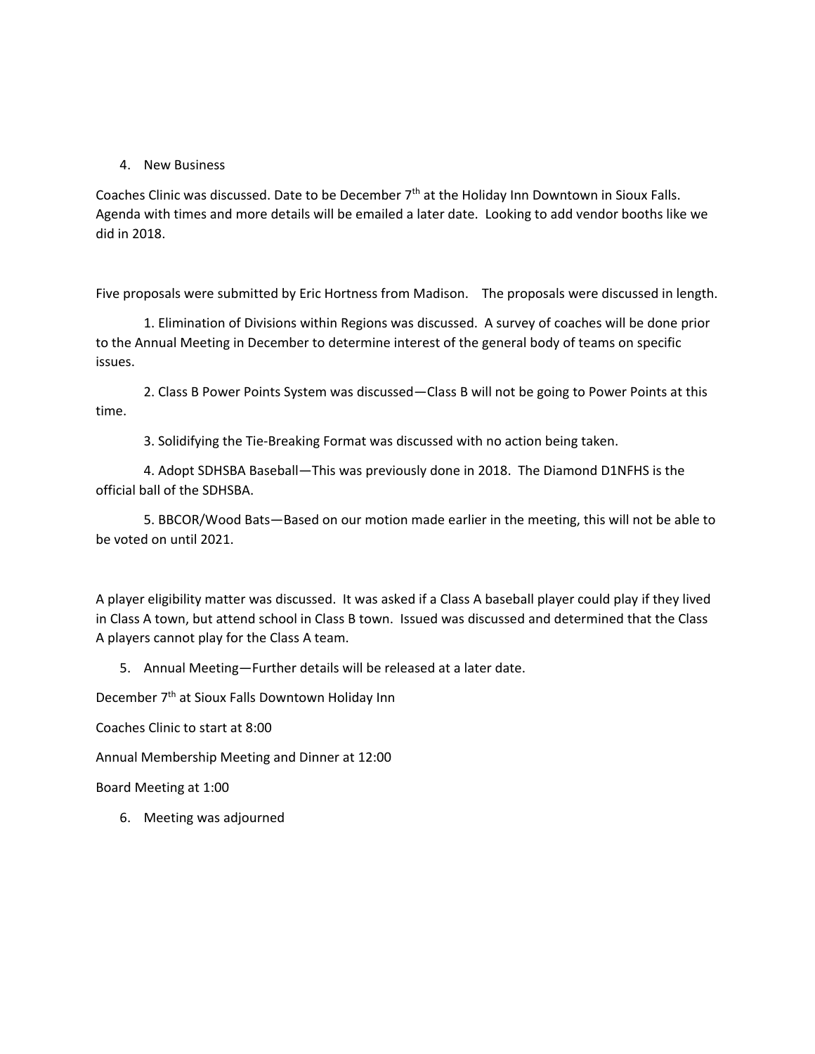4. New Business

Coaches Clinic was discussed. Date to be December 7th at the Holiday Inn Downtown in Sioux Falls. Agenda with times and more details will be emailed a later date. Looking to add vendor booths like we did in 2018.

Five proposals were submitted by Eric Hortness from Madison. The proposals were discussed in length.

1. Elimination of Divisions within Regions was discussed. A survey of coaches will be done prior to the Annual Meeting in December to determine interest of the general body of teams on specific issues.

2. Class B Power Points System was discussed—Class B will not be going to Power Points at this time.

3. Solidifying the Tie-Breaking Format was discussed with no action being taken.

4. Adopt SDHSBA Baseball—This was previously done in 2018. The Diamond D1NFHS is the official ball of the SDHSBA.

5. BBCOR/Wood Bats—Based on our motion made earlier in the meeting, this will not be able to be voted on until 2021.

A player eligibility matter was discussed. It was asked if a Class A baseball player could play if they lived in Class A town, but attend school in Class B town. Issued was discussed and determined that the Class A players cannot play for the Class A team.

5. Annual Meeting—Further details will be released at a later date.

December 7th at Sioux Falls Downtown Holiday Inn

Coaches Clinic to start at 8:00

Annual Membership Meeting and Dinner at 12:00

Board Meeting at 1:00

6. Meeting was adjourned